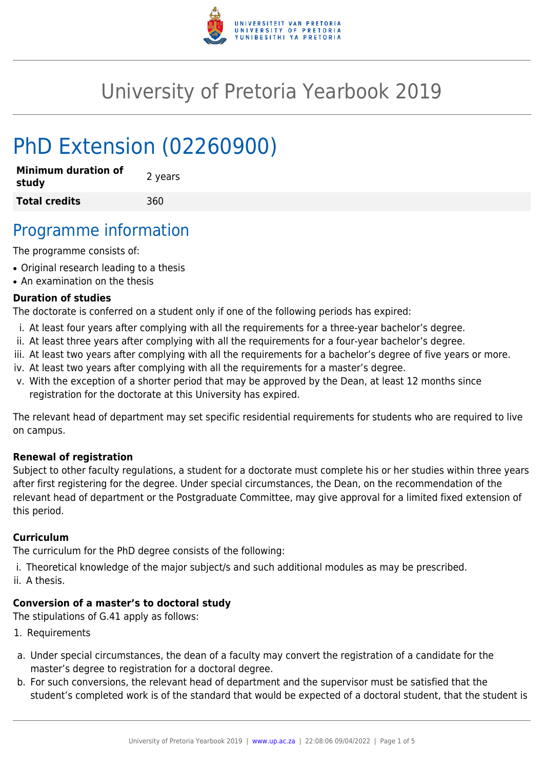# University of Pretoria Yearbook 2019

# PhD Extension (02260900)

| | |
|---|---|
| **Minimum duration of study** | 2 years |
| **Total credits** | 360 |

## Programme information

The programme consists of:

- Original research leading to a thesis
- An examination on the thesis

### Duration of studies

The doctorate is conferred on a student only if one of the following periods has expired:

i. At least four years after complying with all the requirements for a three-year bachelor's degree.
ii. At least three years after complying with all the requirements for a four-year bachelor's degree.
iii. At least two years after complying with all the requirements for a bachelor's degree of five years or more.
iv. At least two years after complying with all the requirements for a master's degree.
v. With the exception of a shorter period that may be approved by the Dean, at least 12 months since registration for the doctorate at this University has expired.

The relevant head of department may set specific residential requirements for students who are required to live on campus.

### Renewal of registration

Subject to other faculty regulations, a student for a doctorate must complete his or her studies within three years after first registering for the degree. Under special circumstances, the Dean, on the recommendation of the relevant head of department or the Postgraduate Committee, may give approval for a limited fixed extension of this period.

### Curriculum

The curriculum for the PhD degree consists of the following:

i. Theoretical knowledge of the major subject/s and such additional modules as may be prescribed.
ii. A thesis.

### Conversion of a master's to doctoral study

The stipulations of G.41 apply as follows:

1. Requirements

a. Under special circumstances, the dean of a faculty may convert the registration of a candidate for the master's degree to registration for a doctoral degree.
b. For such conversions, the relevant head of department and the supervisor must be satisfied that the student's completed work is of the standard that would be expected of a doctoral student, that the student is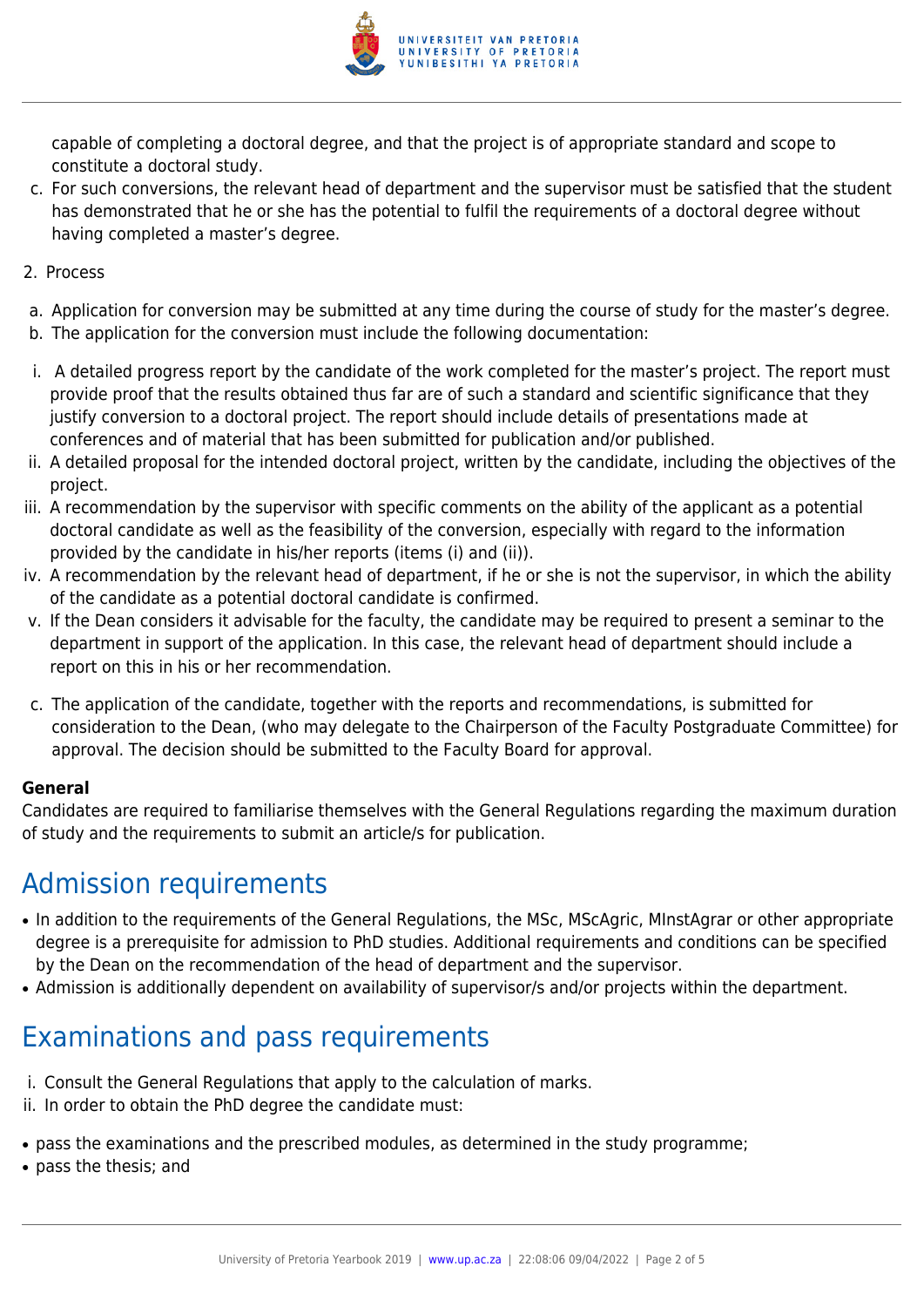capable of completing a doctoral degree, and that the project is of appropriate standard and scope to constitute a doctoral study.

c. For such conversions, the relevant head of department and the supervisor must be satisfied that the student has demonstrated that he or she has the potential to fulfil the requirements of a doctoral degree without having completed a master's degree.

2. Process

a. Application for conversion may be submitted at any time during the course of study for the master's degree.
b. The application for the conversion must include the following documentation:

i. A detailed progress report by the candidate of the work completed for the master's project. The report must provide proof that the results obtained thus far are of such a standard and scientific significance that they justify conversion to a doctoral project. The report should include details of presentations made at conferences and of material that has been submitted for publication and/or published.
ii. A detailed proposal for the intended doctoral project, written by the candidate, including the objectives of the project.
iii. A recommendation by the supervisor with specific comments on the ability of the applicant as a potential doctoral candidate as well as the feasibility of the conversion, especially with regard to the information provided by the candidate in his/her reports (items (i) and (ii)).
iv. A recommendation by the relevant head of department, if he or she is not the supervisor, in which the ability of the candidate as a potential doctoral candidate is confirmed.
v. If the Dean considers it advisable for the faculty, the candidate may be required to present a seminar to the department in support of the application. In this case, the relevant head of department should include a report on this in his or her recommendation.

c. The application of the candidate, together with the reports and recommendations, is submitted for consideration to the Dean, (who may delegate to the Chairperson of the Faculty Postgraduate Committee) for approval. The decision should be submitted to the Faculty Board for approval.

**General**

Candidates are required to familiarise themselves with the General Regulations regarding the maximum duration of study and the requirements to submit an article/s for publication.

## Admission requirements

- In addition to the requirements of the General Regulations, the MSc, MScAgric, MInstAgrar or other appropriate degree is a prerequisite for admission to PhD studies. Additional requirements and conditions can be specified by the Dean on the recommendation of the head of department and the supervisor.
- Admission is additionally dependent on availability of supervisor/s and/or projects within the department.

## Examinations and pass requirements

i. Consult the General Regulations that apply to the calculation of marks.
ii. In order to obtain the PhD degree the candidate must:

- pass the examinations and the prescribed modules, as determined in the study programme;
- pass the thesis; and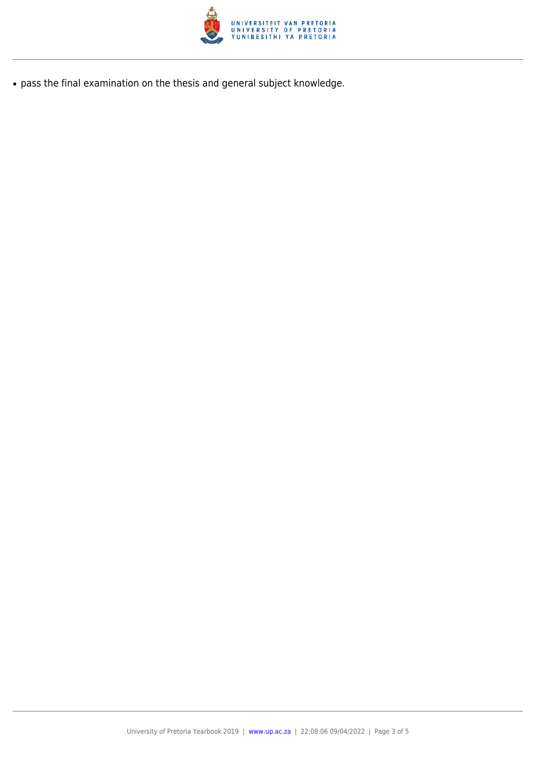- pass the final examination on the thesis and general subject knowledge.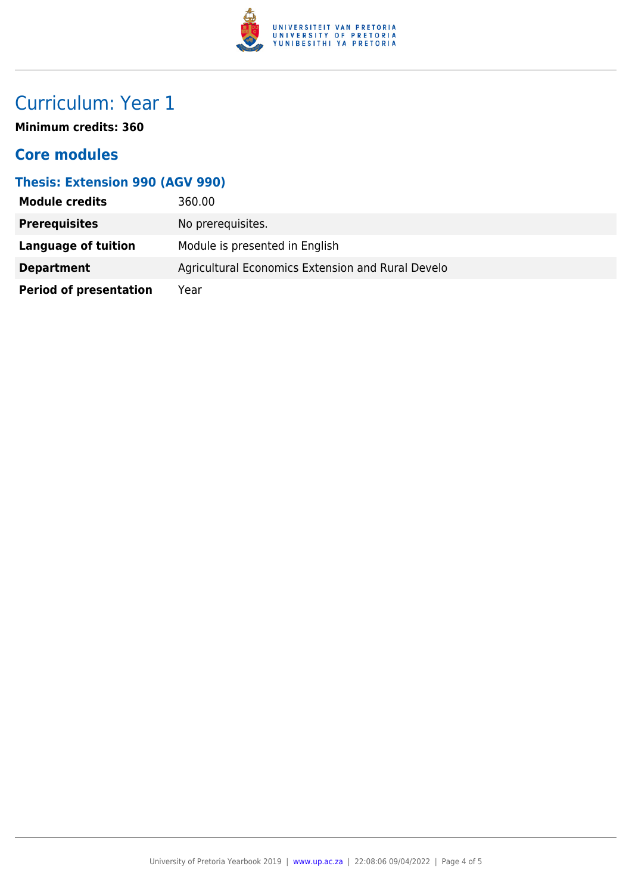# Curriculum: Year 1

**Minimum credits: 360**

## Core modules

### Thesis: Extension 990 (AGV 990)

| | |
|---|---|
| **Module credits** | 360.00 |
| **Prerequisites** | No prerequisites. |
| **Language of tuition** | Module is presented in English |
| **Department** | Agricultural Economics Extension and Rural Develo |
| **Period of presentation** | Year |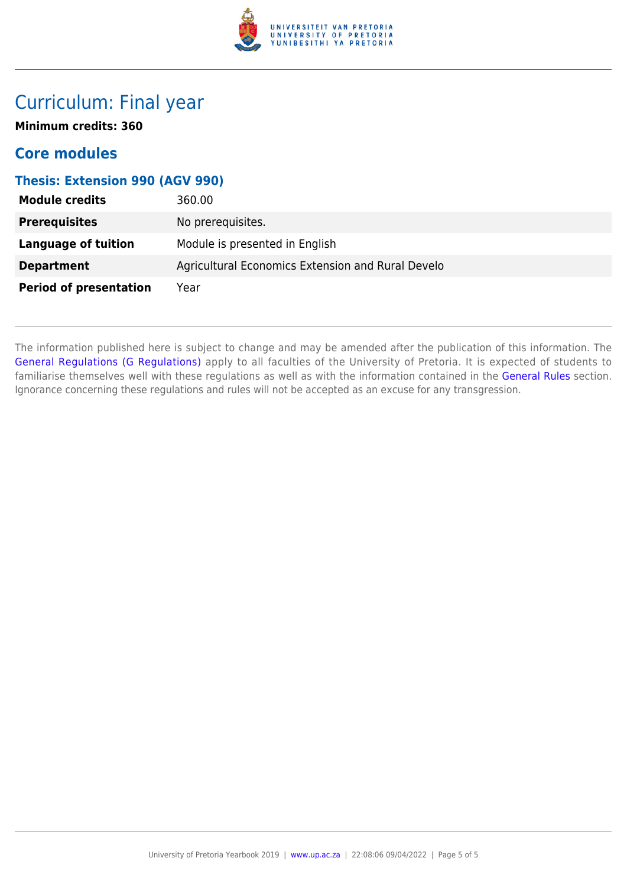# Curriculum: Final year

**Minimum credits: 360**

## Core modules

### Thesis: Extension 990 (AGV 990)

| | |
|---|---|
| **Module credits** | 360.00 |
| **Prerequisites** | No prerequisites. |
| **Language of tuition** | Module is presented in English |
| **Department** | Agricultural Economics Extension and Rural Develo |
| **Period of presentation** | Year |

The information published here is subject to change and may be amended after the publication of this information. The General Regulations (G Regulations) apply to all faculties of the University of Pretoria. It is expected of students to familiarise themselves well with these regulations as well as with the information contained in the General Rules section. Ignorance concerning these regulations and rules will not be accepted as an excuse for any transgression.